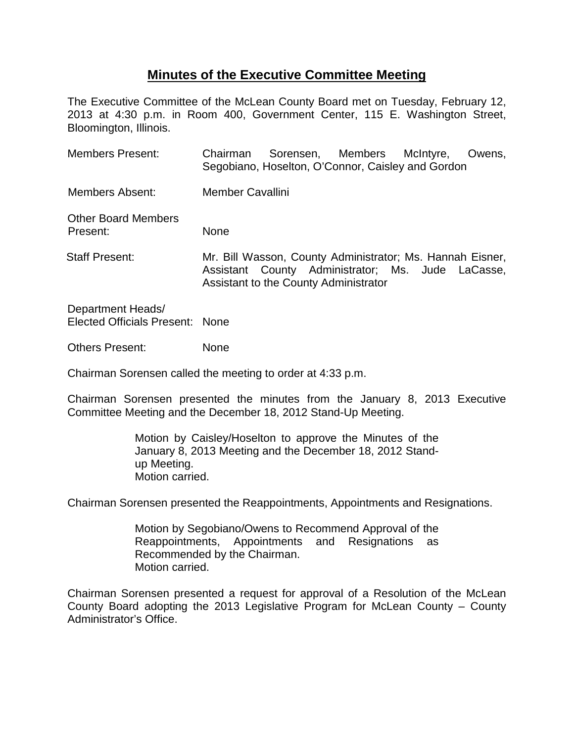# **Minutes of the Executive Committee Meeting**

The Executive Committee of the McLean County Board met on Tuesday, February 12, 2013 at 4:30 p.m. in Room 400, Government Center, 115 E. Washington Street, Bloomington, Illinois.

| | |
|---|---|
| Members Present: | Chairman Sorensen, Members McIntyre, Owens, Segobiano, Hoselton, O'Connor, Caisley and Gordon |
| Members Absent: | Member Cavallini |
| Other Board Members Present: | None |
| Staff Present: | Mr. Bill Wasson, County Administrator; Ms. Hannah Eisner, Assistant County Administrator; Ms. Jude LaCasse, Assistant to the County Administrator |
| Department Heads/ Elected Officials Present: | None |
| Others Present: | None |

Chairman Sorensen called the meeting to order at 4:33 p.m.

Chairman Sorensen presented the minutes from the January 8, 2013 Executive Committee Meeting and the December 18, 2012 Stand-Up Meeting.

> Motion by Caisley/Hoselton to approve the Minutes of the January 8, 2013 Meeting and the December 18, 2012 Stand-up Meeting.
> Motion carried.

Chairman Sorensen presented the Reappointments, Appointments and Resignations.

> Motion by Segobiano/Owens to Recommend Approval of the Reappointments, Appointments and Resignations as Recommended by the Chairman.
> Motion carried.

Chairman Sorensen presented a request for approval of a Resolution of the McLean County Board adopting the 2013 Legislative Program for McLean County – County Administrator's Office.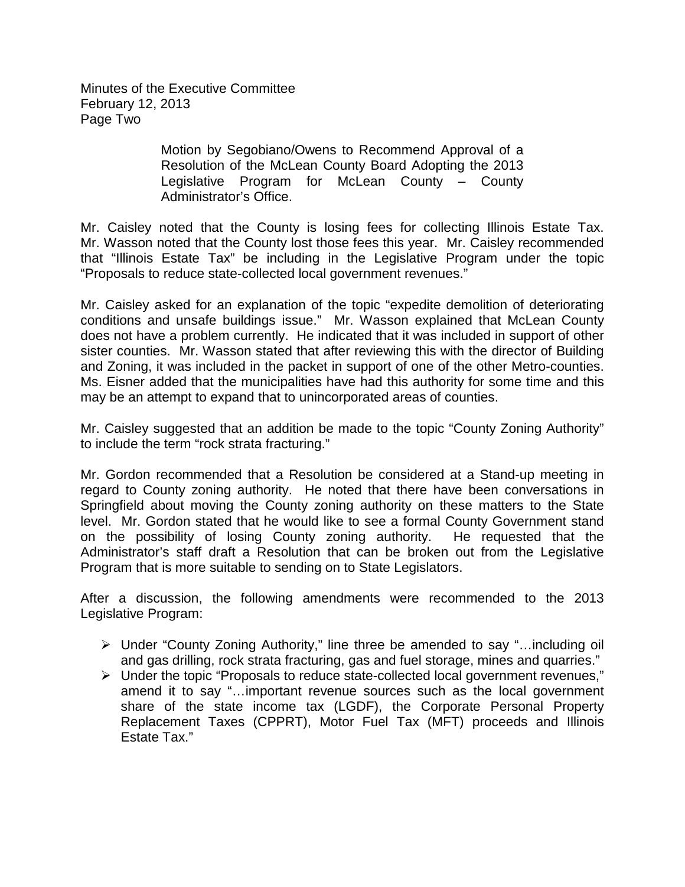Motion by Segobiano/Owens to Recommend Approval of a Resolution of the McLean County Board Adopting the 2013 Legislative Program for McLean County – County Administrator's Office.

Mr. Caisley noted that the County is losing fees for collecting Illinois Estate Tax. Mr. Wasson noted that the County lost those fees this year. Mr. Caisley recommended that "Illinois Estate Tax" be including in the Legislative Program under the topic "Proposals to reduce state-collected local government revenues."

Mr. Caisley asked for an explanation of the topic "expedite demolition of deteriorating conditions and unsafe buildings issue." Mr. Wasson explained that McLean County does not have a problem currently. He indicated that it was included in support of other sister counties. Mr. Wasson stated that after reviewing this with the director of Building and Zoning, it was included in the packet in support of one of the other Metro-counties. Ms. Eisner added that the municipalities have had this authority for some time and this may be an attempt to expand that to unincorporated areas of counties.

Mr. Caisley suggested that an addition be made to the topic "County Zoning Authority" to include the term "rock strata fracturing."

Mr. Gordon recommended that a Resolution be considered at a Stand-up meeting in regard to County zoning authority. He noted that there have been conversations in Springfield about moving the County zoning authority on these matters to the State level. Mr. Gordon stated that he would like to see a formal County Government stand on the possibility of losing County zoning authority. He requested that the Administrator's staff draft a Resolution that can be broken out from the Legislative Program that is more suitable to sending on to State Legislators.

After a discussion, the following amendments were recommended to the 2013 Legislative Program:

- Under "County Zoning Authority," line three be amended to say "…including oil and gas drilling, rock strata fracturing, gas and fuel storage, mines and quarries."
- Under the topic "Proposals to reduce state-collected local government revenues," amend it to say "…important revenue sources such as the local government share of the state income tax (LGDF), the Corporate Personal Property Replacement Taxes (CPPRT), Motor Fuel Tax (MFT) proceeds and Illinois Estate Tax."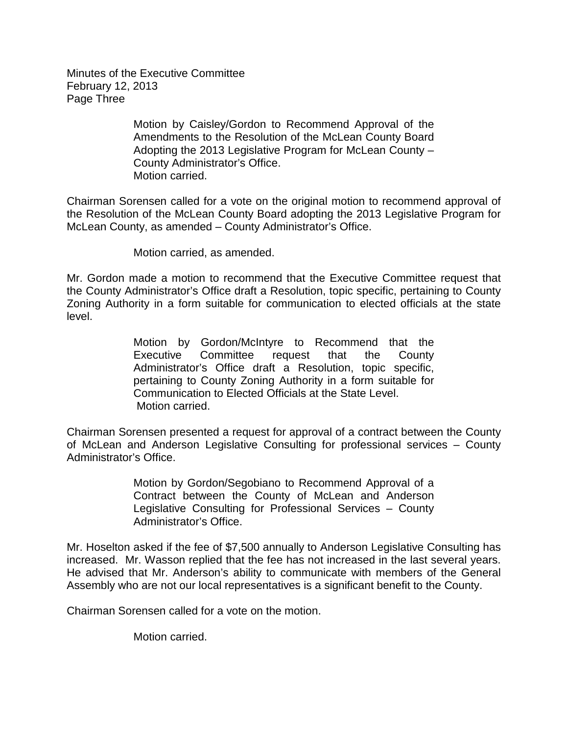Motion by Caisley/Gordon to Recommend Approval of the Amendments to the Resolution of the McLean County Board Adopting the 2013 Legislative Program for McLean County – County Administrator's Office.
Motion carried.

Chairman Sorensen called for a vote on the original motion to recommend approval of the Resolution of the McLean County Board adopting the 2013 Legislative Program for McLean County, as amended – County Administrator's Office.

Motion carried, as amended.

Mr. Gordon made a motion to recommend that the Executive Committee request that the County Administrator's Office draft a Resolution, topic specific, pertaining to County Zoning Authority in a form suitable for communication to elected officials at the state level.

Motion by Gordon/McIntyre to Recommend that the Executive Committee request that the County Administrator's Office draft a Resolution, topic specific, pertaining to County Zoning Authority in a form suitable for Communication to Elected Officials at the State Level.
Motion carried.

Chairman Sorensen presented a request for approval of a contract between the County of McLean and Anderson Legislative Consulting for professional services – County Administrator's Office.

Motion by Gordon/Segobiano to Recommend Approval of a Contract between the County of McLean and Anderson Legislative Consulting for Professional Services – County Administrator's Office.

Mr. Hoselton asked if the fee of $7,500 annually to Anderson Legislative Consulting has increased. Mr. Wasson replied that the fee has not increased in the last several years. He advised that Mr. Anderson's ability to communicate with members of the General Assembly who are not our local representatives is a significant benefit to the County.

Chairman Sorensen called for a vote on the motion.

Motion carried.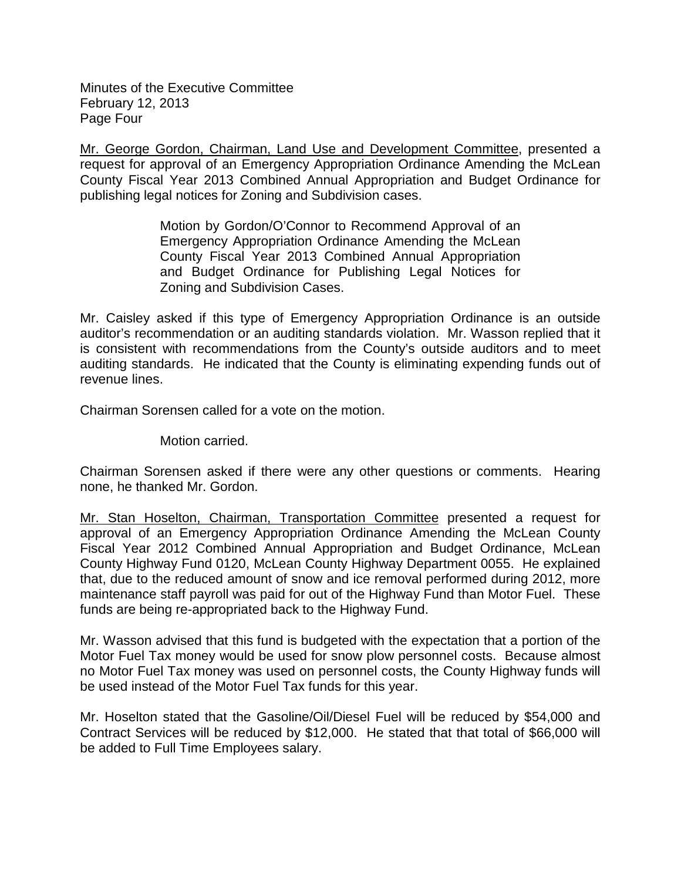Mr. George Gordon, Chairman, Land Use and Development Committee, presented a request for approval of an Emergency Appropriation Ordinance Amending the McLean County Fiscal Year 2013 Combined Annual Appropriation and Budget Ordinance for publishing legal notices for Zoning and Subdivision cases.

> Motion by Gordon/O'Connor to Recommend Approval of an Emergency Appropriation Ordinance Amending the McLean County Fiscal Year 2013 Combined Annual Appropriation and Budget Ordinance for Publishing Legal Notices for Zoning and Subdivision Cases.

Mr. Caisley asked if this type of Emergency Appropriation Ordinance is an outside auditor's recommendation or an auditing standards violation. Mr. Wasson replied that it is consistent with recommendations from the County's outside auditors and to meet auditing standards. He indicated that the County is eliminating expending funds out of revenue lines.

Chairman Sorensen called for a vote on the motion.

> Motion carried.

Chairman Sorensen asked if there were any other questions or comments. Hearing none, he thanked Mr. Gordon.

Mr. Stan Hoselton, Chairman, Transportation Committee presented a request for approval of an Emergency Appropriation Ordinance Amending the McLean County Fiscal Year 2012 Combined Annual Appropriation and Budget Ordinance, McLean County Highway Fund 0120, McLean County Highway Department 0055. He explained that, due to the reduced amount of snow and ice removal performed during 2012, more maintenance staff payroll was paid for out of the Highway Fund than Motor Fuel. These funds are being re-appropriated back to the Highway Fund.

Mr. Wasson advised that this fund is budgeted with the expectation that a portion of the Motor Fuel Tax money would be used for snow plow personnel costs. Because almost no Motor Fuel Tax money was used on personnel costs, the County Highway funds will be used instead of the Motor Fuel Tax funds for this year.

Mr. Hoselton stated that the Gasoline/Oil/Diesel Fuel will be reduced by $54,000 and Contract Services will be reduced by $12,000. He stated that that total of $66,000 will be added to Full Time Employees salary.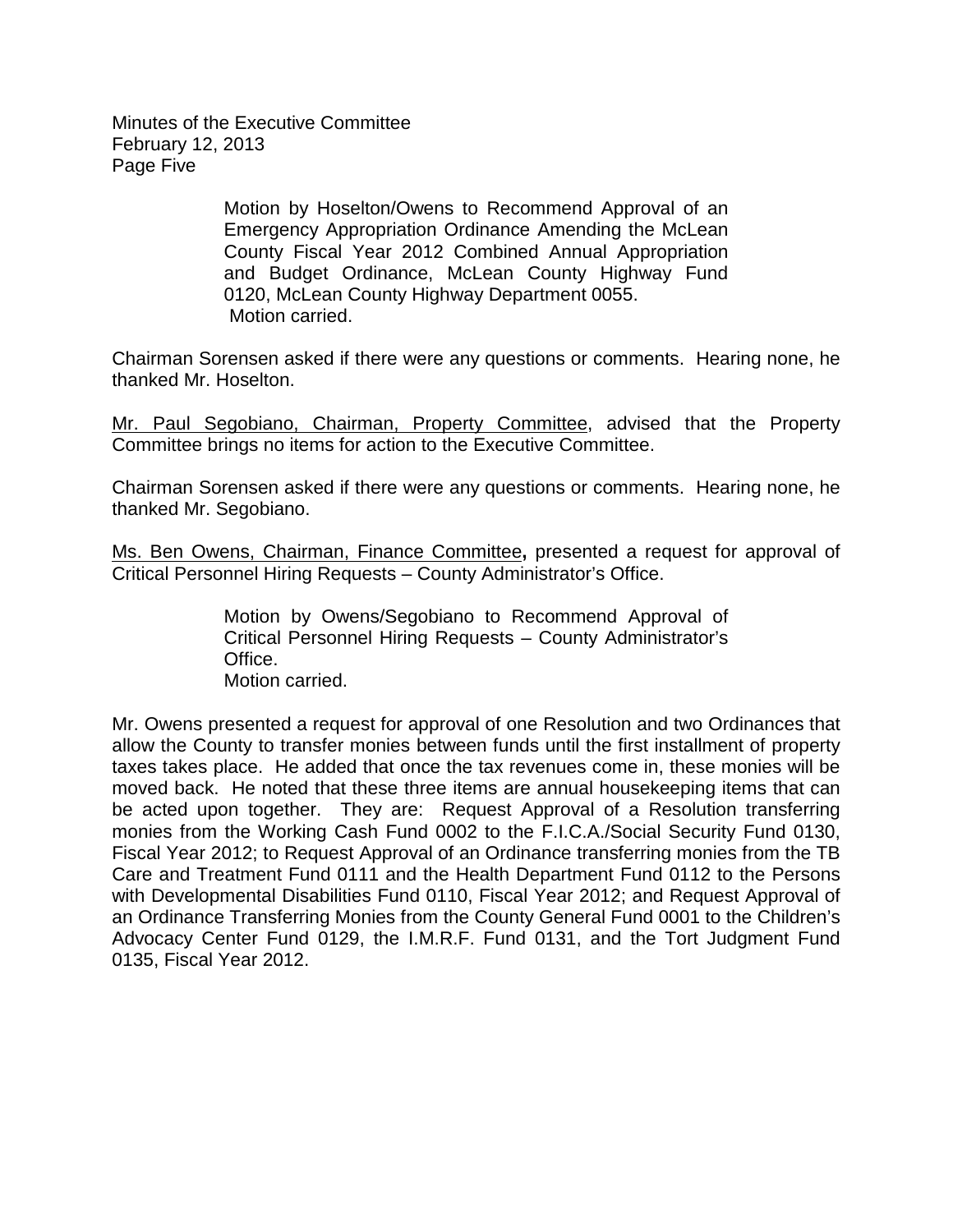Motion by Hoselton/Owens to Recommend Approval of an Emergency Appropriation Ordinance Amending the McLean County Fiscal Year 2012 Combined Annual Appropriation and Budget Ordinance, McLean County Highway Fund 0120, McLean County Highway Department 0055.
Motion carried.

Chairman Sorensen asked if there were any questions or comments. Hearing none, he thanked Mr. Hoselton.

<u>Mr. Paul Segobiano, Chairman, Property Committee</u>, advised that the Property Committee brings no items for action to the Executive Committee.

Chairman Sorensen asked if there were any questions or comments. Hearing none, he thanked Mr. Segobiano.

<u>Ms. Ben Owens, Chairman, Finance Committee</u>**,** presented a request for approval of Critical Personnel Hiring Requests – County Administrator's Office.

Motion by Owens/Segobiano to Recommend Approval of Critical Personnel Hiring Requests – County Administrator's Office.
Motion carried.

Mr. Owens presented a request for approval of one Resolution and two Ordinances that allow the County to transfer monies between funds until the first installment of property taxes takes place. He added that once the tax revenues come in, these monies will be moved back. He noted that these three items are annual housekeeping items that can be acted upon together. They are: Request Approval of a Resolution transferring monies from the Working Cash Fund 0002 to the F.I.C.A./Social Security Fund 0130, Fiscal Year 2012; to Request Approval of an Ordinance transferring monies from the TB Care and Treatment Fund 0111 and the Health Department Fund 0112 to the Persons with Developmental Disabilities Fund 0110, Fiscal Year 2012; and Request Approval of an Ordinance Transferring Monies from the County General Fund 0001 to the Children's Advocacy Center Fund 0129, the I.M.R.F. Fund 0131, and the Tort Judgment Fund 0135, Fiscal Year 2012.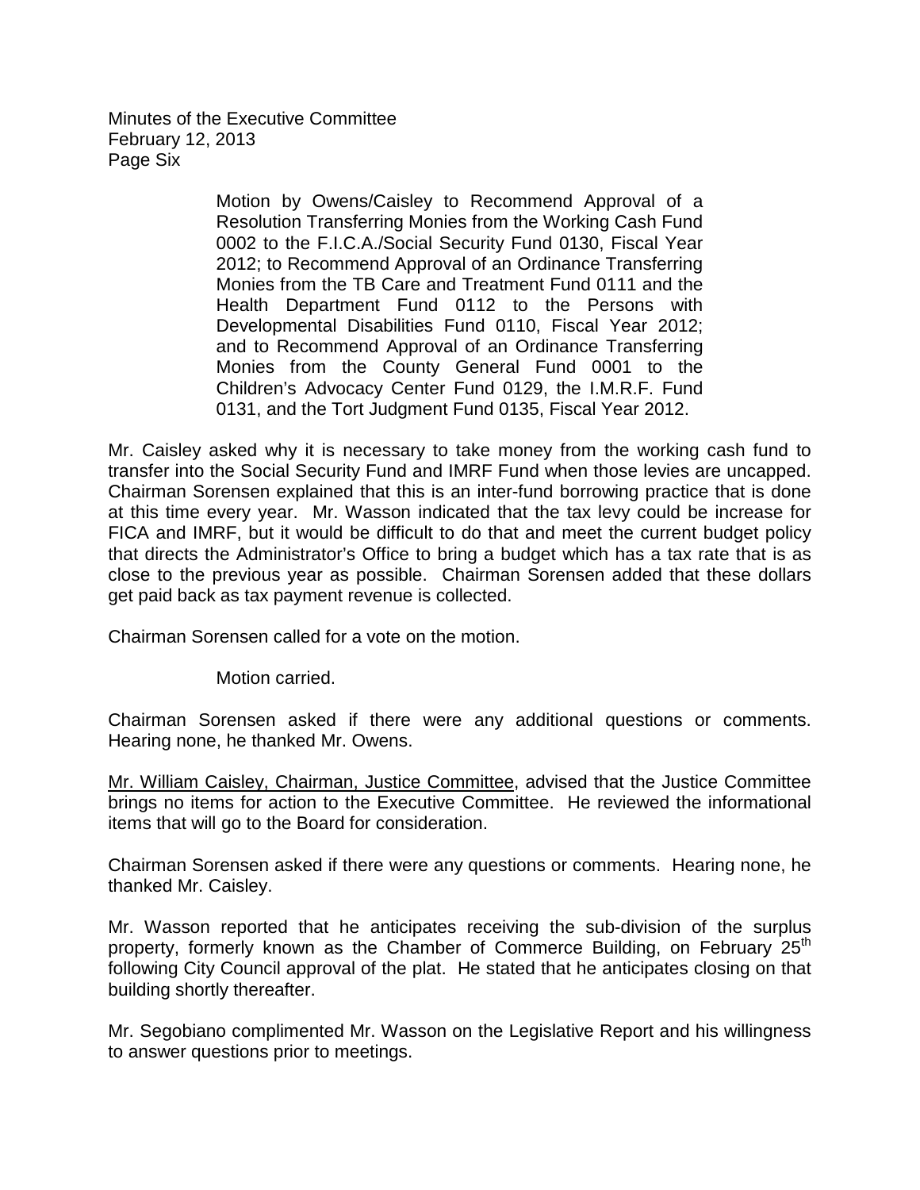Motion by Owens/Caisley to Recommend Approval of a Resolution Transferring Monies from the Working Cash Fund 0002 to the F.I.C.A./Social Security Fund 0130, Fiscal Year 2012; to Recommend Approval of an Ordinance Transferring Monies from the TB Care and Treatment Fund 0111 and the Health Department Fund 0112 to the Persons with Developmental Disabilities Fund 0110, Fiscal Year 2012; and to Recommend Approval of an Ordinance Transferring Monies from the County General Fund 0001 to the Children's Advocacy Center Fund 0129, the I.M.R.F. Fund 0131, and the Tort Judgment Fund 0135, Fiscal Year 2012.

Mr. Caisley asked why it is necessary to take money from the working cash fund to transfer into the Social Security Fund and IMRF Fund when those levies are uncapped. Chairman Sorensen explained that this is an inter-fund borrowing practice that is done at this time every year. Mr. Wasson indicated that the tax levy could be increase for FICA and IMRF, but it would be difficult to do that and meet the current budget policy that directs the Administrator's Office to bring a budget which has a tax rate that is as close to the previous year as possible. Chairman Sorensen added that these dollars get paid back as tax payment revenue is collected.

Chairman Sorensen called for a vote on the motion.

Motion carried.

Chairman Sorensen asked if there were any additional questions or comments. Hearing none, he thanked Mr. Owens.

Mr. William Caisley, Chairman, Justice Committee, advised that the Justice Committee brings no items for action to the Executive Committee. He reviewed the informational items that will go to the Board for consideration.

Chairman Sorensen asked if there were any questions or comments. Hearing none, he thanked Mr. Caisley.

Mr. Wasson reported that he anticipates receiving the sub-division of the surplus property, formerly known as the Chamber of Commerce Building, on February 25th following City Council approval of the plat. He stated that he anticipates closing on that building shortly thereafter.

Mr. Segobiano complimented Mr. Wasson on the Legislative Report and his willingness to answer questions prior to meetings.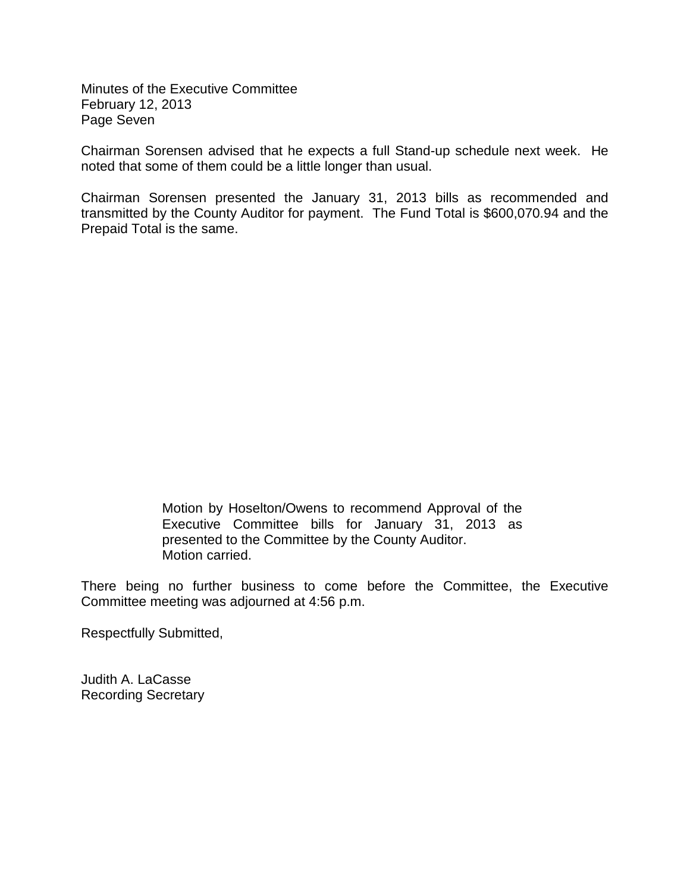Chairman Sorensen advised that he expects a full Stand-up schedule next week. He noted that some of them could be a little longer than usual.

Chairman Sorensen presented the January 31, 2013 bills as recommended and transmitted by the County Auditor for payment. The Fund Total is $600,070.94 and the Prepaid Total is the same.

> Motion by Hoselton/Owens to recommend Approval of the Executive Committee bills for January 31, 2013 as presented to the Committee by the County Auditor.
> Motion carried.

There being no further business to come before the Committee, the Executive Committee meeting was adjourned at 4:56 p.m.

Respectfully Submitted,

Judith A. LaCasse
Recording Secretary